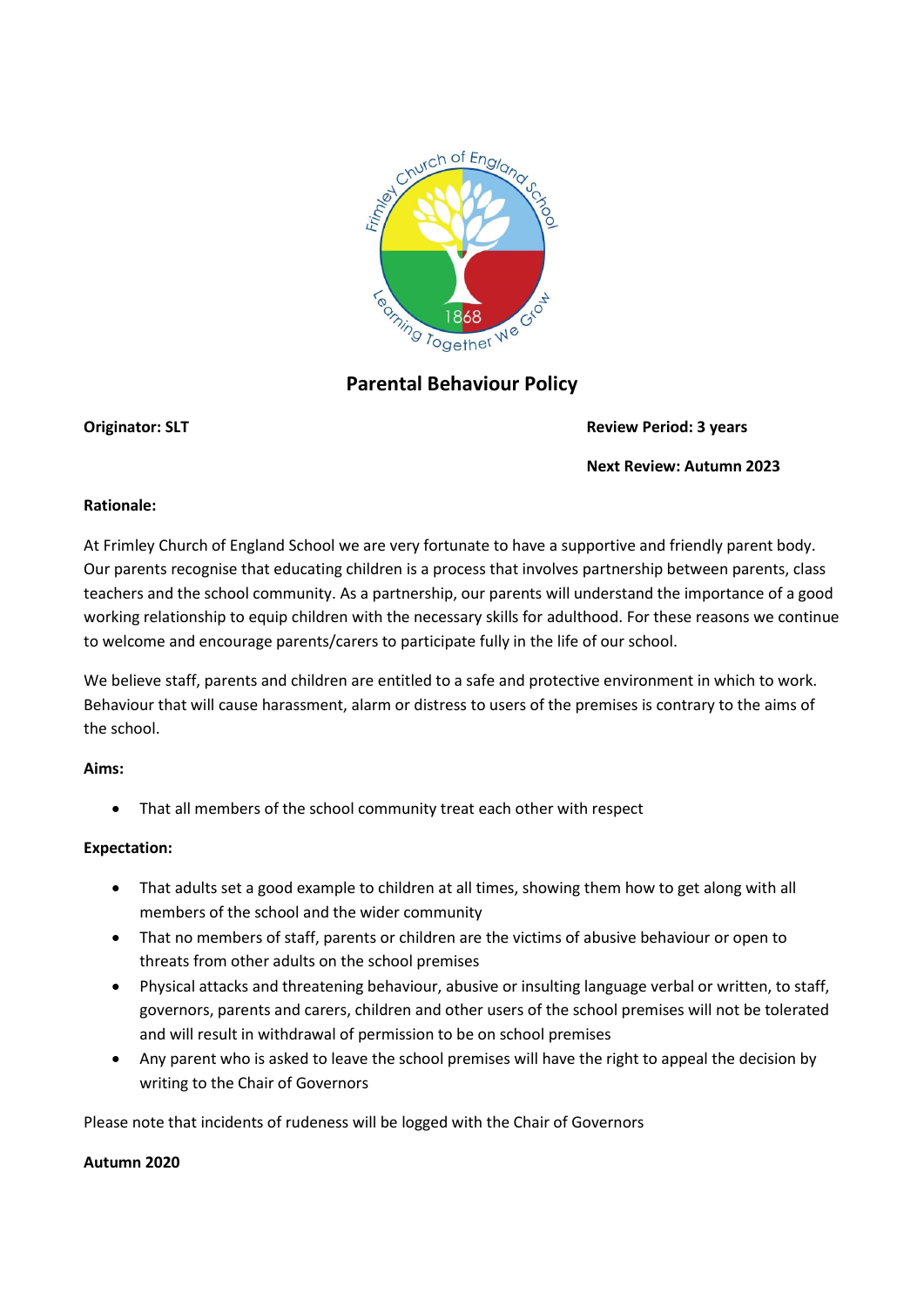# Parental Behaviour Policy

**Originator: SLT**

**Review Period: 3 years**

**Next Review: Autumn 2023**

**Rationale:**

At Frimley Church of England School we are very fortunate to have a supportive and friendly parent body. Our parents recognise that educating children is a process that involves partnership between parents, class teachers and the school community. As a partnership, our parents will understand the importance of a good working relationship to equip children with the necessary skills for adulthood. For these reasons we continue to welcome and encourage parents/carers to participate fully in the life of our school.

We believe staff, parents and children are entitled to a safe and protective environment in which to work. Behaviour that will cause harassment, alarm or distress to users of the premises is contrary to the aims of the school.

**Aims:**

- That all members of the school community treat each other with respect

**Expectation:**

- That adults set a good example to children at all times, showing them how to get along with all members of the school and the wider community
- That no members of staff, parents or children are the victims of abusive behaviour or open to threats from other adults on the school premises
- Physical attacks and threatening behaviour, abusive or insulting language verbal or written, to staff, governors, parents and carers, children and other users of the school premises will not be tolerated and will result in withdrawal of permission to be on school premises
- Any parent who is asked to leave the school premises will have the right to appeal the decision by writing to the Chair of Governors

Please note that incidents of rudeness will be logged with the Chair of Governors

**Autumn 2020**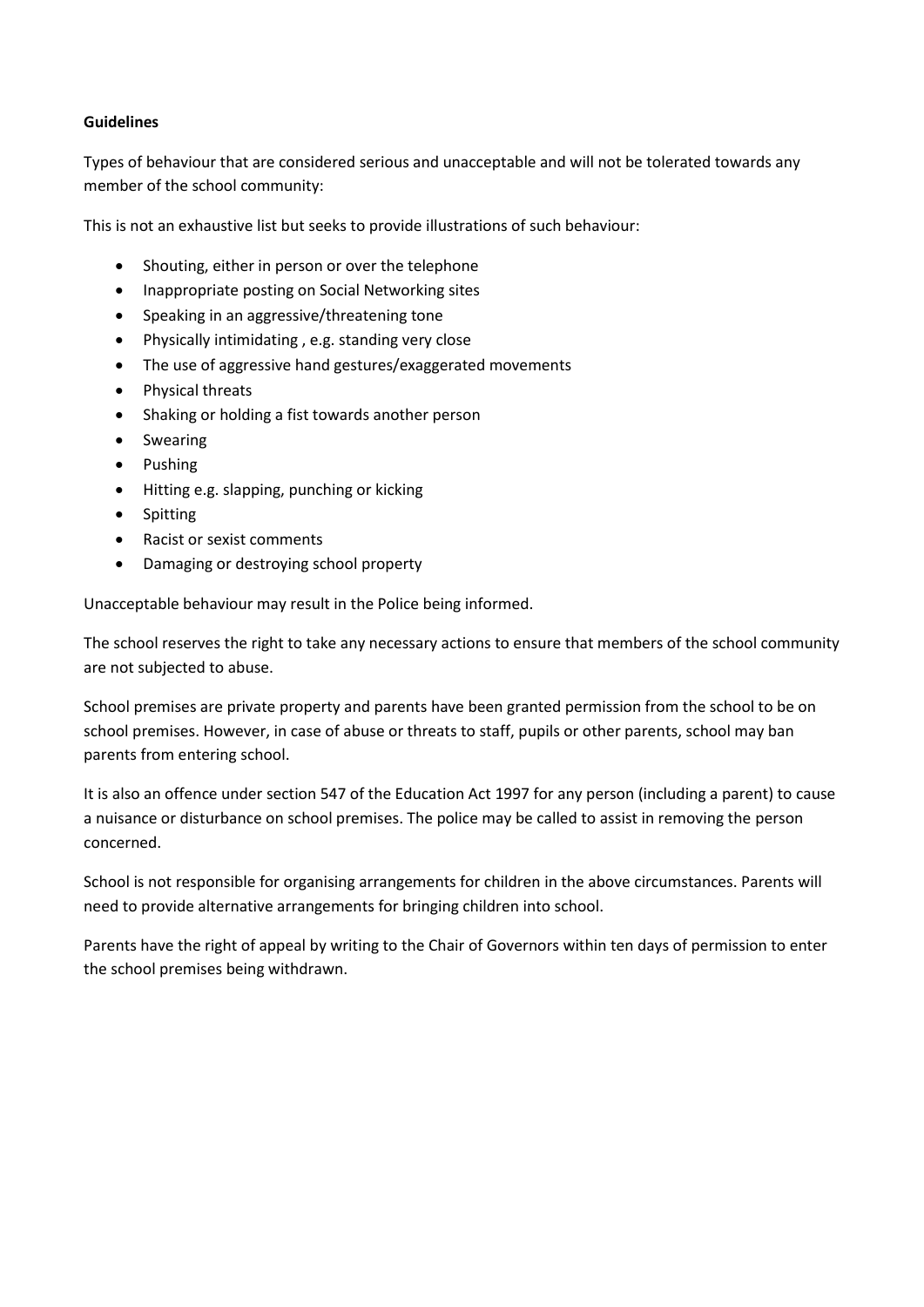**Guidelines**

Types of behaviour that are considered serious and unacceptable and will not be tolerated towards any member of the school community:

This is not an exhaustive list but seeks to provide illustrations of such behaviour:

- Shouting, either in person or over the telephone
- Inappropriate posting on Social Networking sites
- Speaking in an aggressive/threatening tone
- Physically intimidating , e.g. standing very close
- The use of aggressive hand gestures/exaggerated movements
- Physical threats
- Shaking or holding a fist towards another person
- Swearing
- Pushing
- Hitting e.g. slapping, punching or kicking
- Spitting
- Racist or sexist comments
- Damaging or destroying school property

Unacceptable behaviour may result in the Police being informed.

The school reserves the right to take any necessary actions to ensure that members of the school community are not subjected to abuse.

School premises are private property and parents have been granted permission from the school to be on school premises. However, in case of abuse or threats to staff, pupils or other parents, school may ban parents from entering school.

It is also an offence under section 547 of the Education Act 1997 for any person (including a parent) to cause a nuisance or disturbance on school premises. The police may be called to assist in removing the person concerned.

School is not responsible for organising arrangements for children in the above circumstances. Parents will need to provide alternative arrangements for bringing children into school.

Parents have the right of appeal by writing to the Chair of Governors within ten days of permission to enter the school premises being withdrawn.